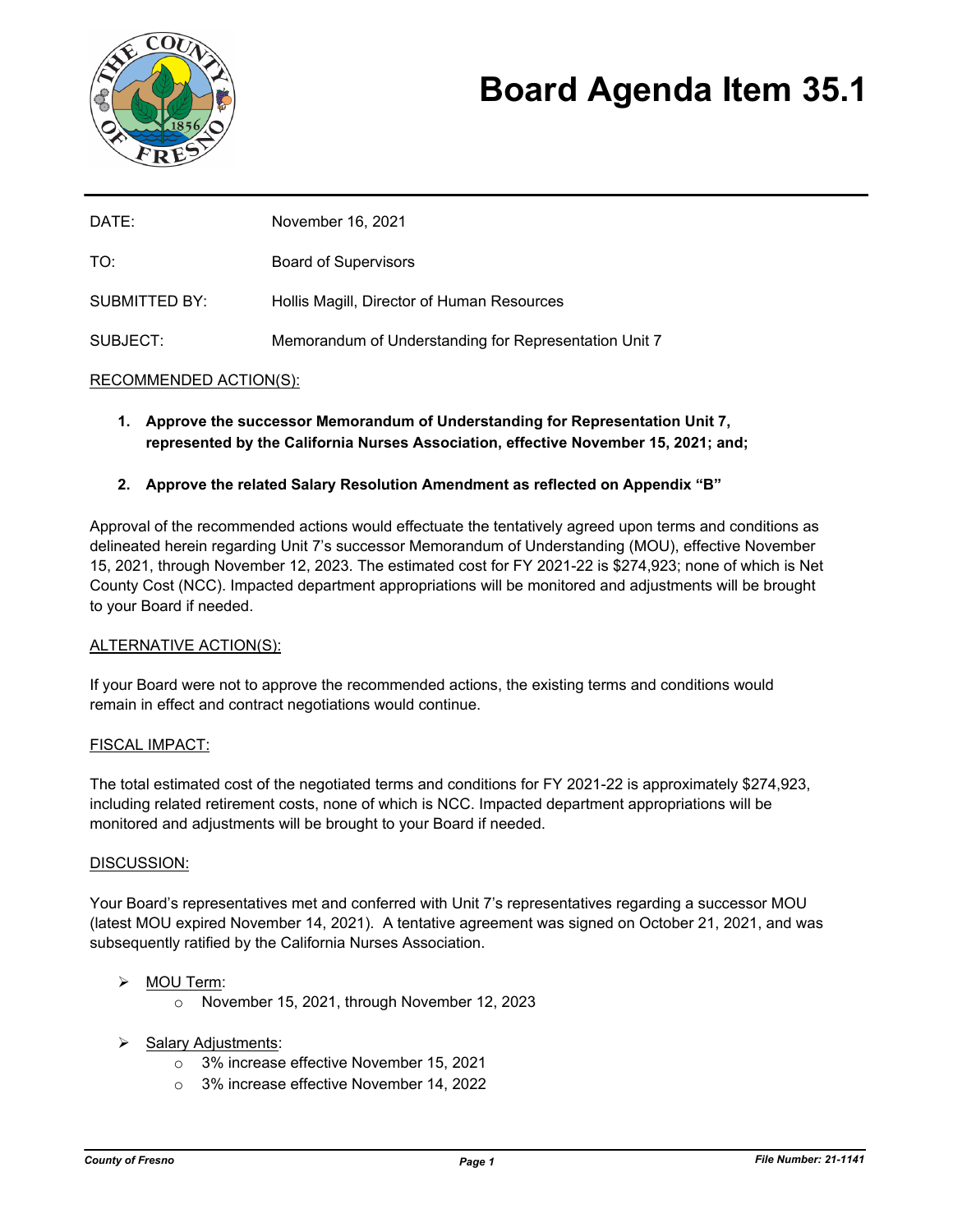# Board Agenda Item 35.1

DATE: November 16, 2021

TO: Board of Supervisors

SUBMITTED BY: Hollis Magill, Director of Human Resources

SUBJECT: Memorandum of Understanding for Representation Unit 7

## RECOMMENDED ACTION(S):

1. **Approve the successor Memorandum of Understanding for Representation Unit 7, represented by the California Nurses Association, effective November 15, 2021; and;**

2. **Approve the related Salary Resolution Amendment as reflected on Appendix "B"**

Approval of the recommended actions would effectuate the tentatively agreed upon terms and conditions as delineated herein regarding Unit 7's successor Memorandum of Understanding (MOU), effective November 15, 2021, through November 12, 2023. The estimated cost for FY 2021-22 is $274,923; none of which is Net County Cost (NCC). Impacted department appropriations will be monitored and adjustments will be brought to your Board if needed.

## ALTERNATIVE ACTION(S):

If your Board were not to approve the recommended actions, the existing terms and conditions would remain in effect and contract negotiations would continue.

## FISCAL IMPACT:

The total estimated cost of the negotiated terms and conditions for FY 2021-22 is approximately $274,923, including related retirement costs, none of which is NCC. Impacted department appropriations will be monitored and adjustments will be brought to your Board if needed.

## DISCUSSION:

Your Board's representatives met and conferred with Unit 7's representatives regarding a successor MOU (latest MOU expired November 14, 2021). A tentative agreement was signed on October 21, 2021, and was subsequently ratified by the California Nurses Association.

- MOU Term:
  - November 15, 2021, through November 12, 2023
- Salary Adjustments:
  - 3% increase effective November 15, 2021
  - 3% increase effective November 14, 2022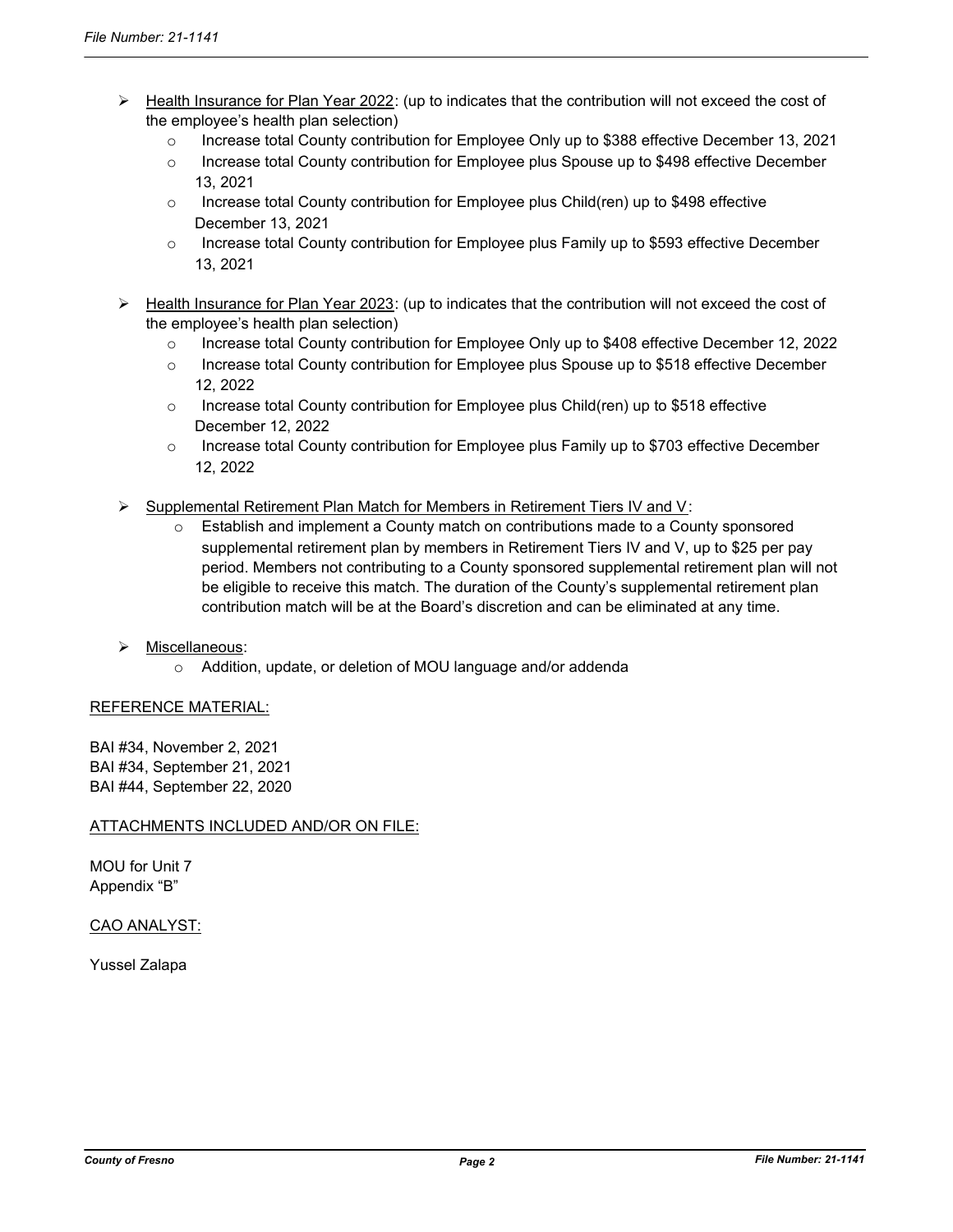- Health Insurance for Plan Year 2022: (up to indicates that the contribution will not exceed the cost of the employee's health plan selection)
    - Increase total County contribution for Employee Only up to $388 effective December 13, 2021
    - Increase total County contribution for Employee plus Spouse up to $498 effective December 13, 2021
    - Increase total County contribution for Employee plus Child(ren) up to $498 effective December 13, 2021
    - Increase total County contribution for Employee plus Family up to $593 effective December 13, 2021

- Health Insurance for Plan Year 2023: (up to indicates that the contribution will not exceed the cost of the employee's health plan selection)
    - Increase total County contribution for Employee Only up to $408 effective December 12, 2022
    - Increase total County contribution for Employee plus Spouse up to $518 effective December 12, 2022
    - Increase total County contribution for Employee plus Child(ren) up to $518 effective December 12, 2022
    - Increase total County contribution for Employee plus Family up to $703 effective December 12, 2022

- Supplemental Retirement Plan Match for Members in Retirement Tiers IV and V:
    - Establish and implement a County match on contributions made to a County sponsored supplemental retirement plan by members in Retirement Tiers IV and V, up to $25 per pay period. Members not contributing to a County sponsored supplemental retirement plan will not be eligible to receive this match. The duration of the County's supplemental retirement plan contribution match will be at the Board's discretion and can be eliminated at any time.

- Miscellaneous:
    - Addition, update, or deletion of MOU language and/or addenda

REFERENCE MATERIAL:

BAI #34, November 2, 2021
BAI #34, September 21, 2021
BAI #44, September 22, 2020

ATTACHMENTS INCLUDED AND/OR ON FILE:

MOU for Unit 7
Appendix "B"

CAO ANALYST:

Yussel Zalapa